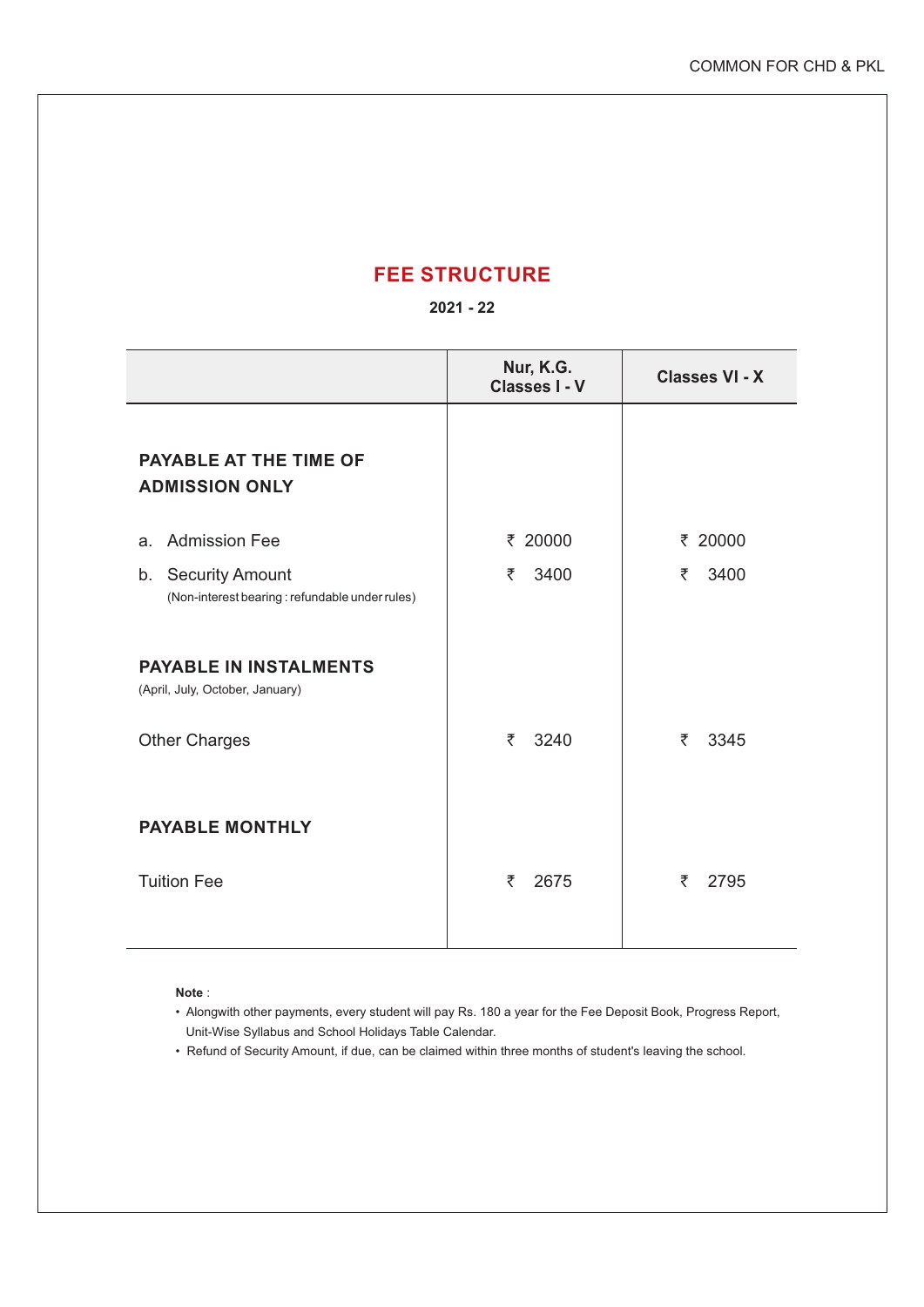# FEE STRUCTURE

**2021 - 22**

| | Nur, K.G. Classes I - V | Classes VI - X |
|---|---|---|
| **PAYABLE AT THE TIME OF ADMISSION ONLY** | | |
| a. Admission Fee | ₹ 20000 | ₹ 20000 |
| b. Security Amount (Non-interest bearing : refundable under rules) | ₹ 3400 | ₹ 3400 |
| **PAYABLE IN INSTALMENTS** (April, July, October, January) | | |
| Other Charges | ₹ 3240 | ₹ 3345 |
| **PAYABLE MONTHLY** | | |
| Tuition Fee | ₹ 2675 | ₹ 2795 |

**Note** :

- Alongwith other payments, every student will pay Rs. 180 a year for the Fee Deposit Book, Progress Report, Unit-Wise Syllabus and School Holidays Table Calendar.
- Refund of Security Amount, if due, can be claimed within three months of student's leaving the school.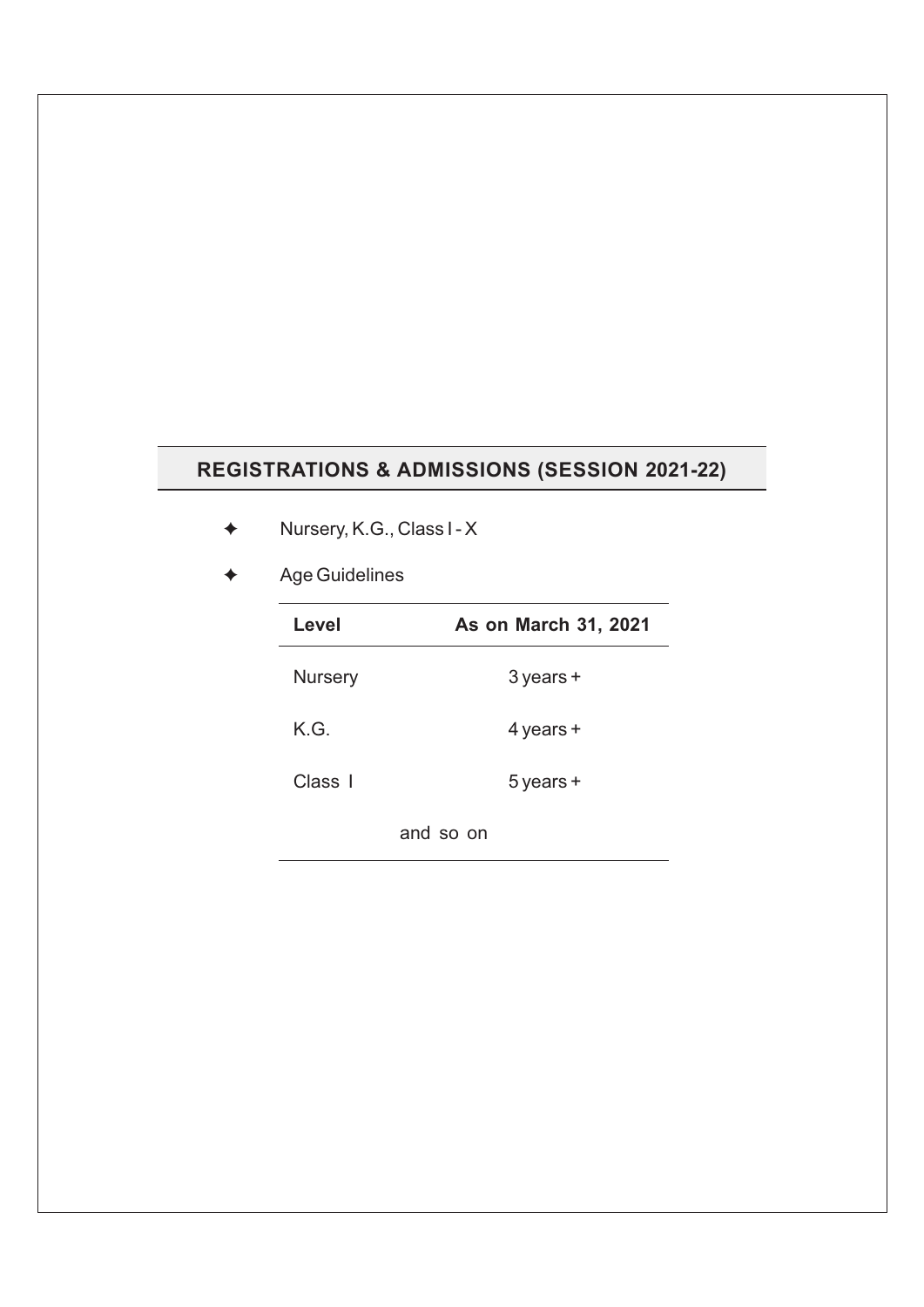## REGISTRATIONS & ADMISSIONS (SESSION 2021-22)

- Nursery, K.G., Class I - X
- Age Guidelines

| Level | As on March 31, 2021 |
|---|---|
| Nursery | 3 years + |
| K.G. | 4 years + |
| Class I | 5 years + |
| and so on | |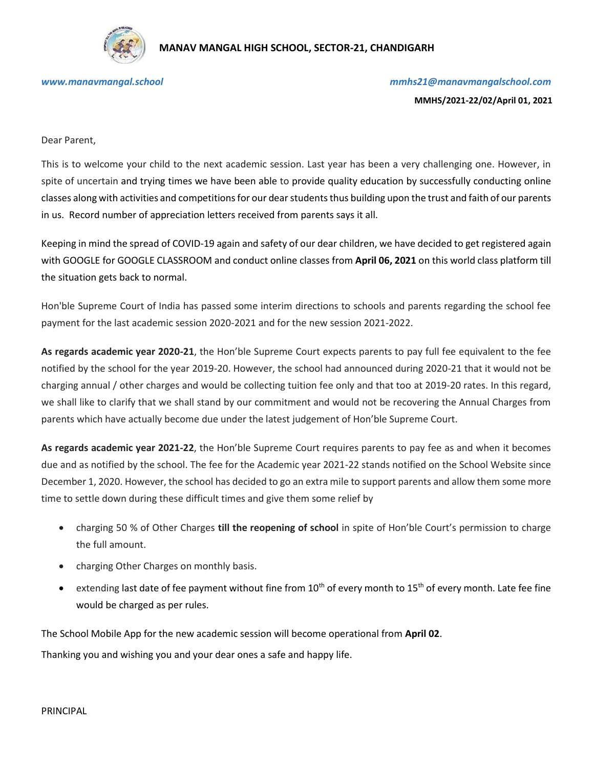**MANAV MANGAL HIGH SCHOOL, SECTOR-21, CHANDIGARH**

*www.manavmangal.school* *mmhs21@manavmangalschool.com*

**MMHS/2021-22/02/April 01, 2021**

Dear Parent,

This is to welcome your child to the next academic session. Last year has been a very challenging one. However, in spite of uncertain and trying times we have been able to provide quality education by successfully conducting online classes along with activities and competitions for our dear students thus building upon the trust and faith of our parents in us. Record number of appreciation letters received from parents says it all.

Keeping in mind the spread of COVID-19 again and safety of our dear children, we have decided to get registered again with GOOGLE for GOOGLE CLASSROOM and conduct online classes from **April 06, 2021** on this world class platform till the situation gets back to normal.

Hon'ble Supreme Court of India has passed some interim directions to schools and parents regarding the school fee payment for the last academic session 2020-2021 and for the new session 2021-2022.

**As regards academic year 2020-21**, the Hon'ble Supreme Court expects parents to pay full fee equivalent to the fee notified by the school for the year 2019-20. However, the school had announced during 2020-21 that it would not be charging annual / other charges and would be collecting tuition fee only and that too at 2019-20 rates. In this regard, we shall like to clarify that we shall stand by our commitment and would not be recovering the Annual Charges from parents which have actually become due under the latest judgement of Hon'ble Supreme Court.

**As regards academic year 2021-22**, the Hon'ble Supreme Court requires parents to pay fee as and when it becomes due and as notified by the school. The fee for the Academic year 2021-22 stands notified on the School Website since December 1, 2020. However, the school has decided to go an extra mile to support parents and allow them some more time to settle down during these difficult times and give them some relief by

- charging 50 % of Other Charges **till the reopening of school** in spite of Hon'ble Court's permission to charge the full amount.
- charging Other Charges on monthly basis.
- extending last date of fee payment without fine from 10th of every month to 15th of every month. Late fee fine would be charged as per rules.

The School Mobile App for the new academic session will become operational from **April 02**.

Thanking you and wishing you and your dear ones a safe and happy life.

PRINCIPAL